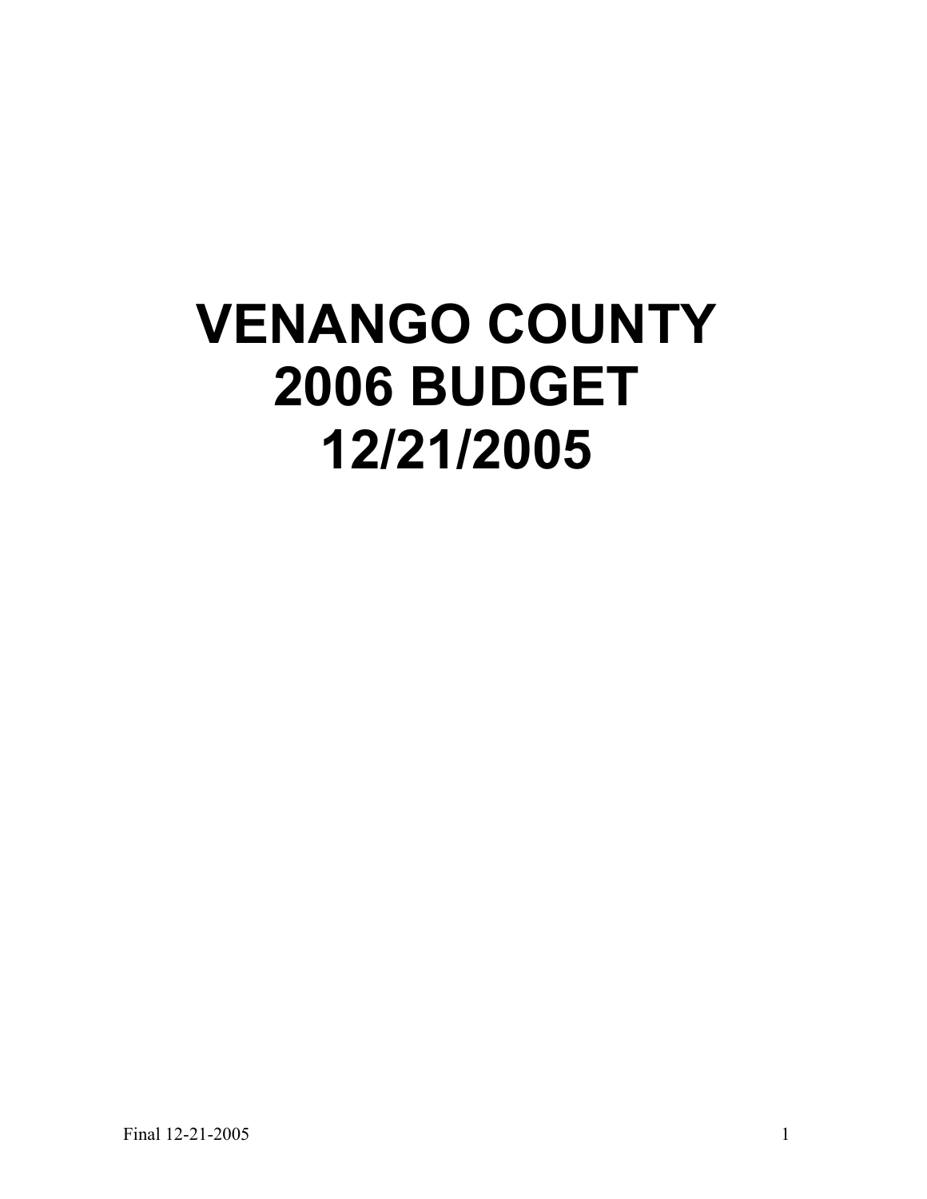# VENANGO COUNTY
# 2006 BUDGET
# 12/21/2005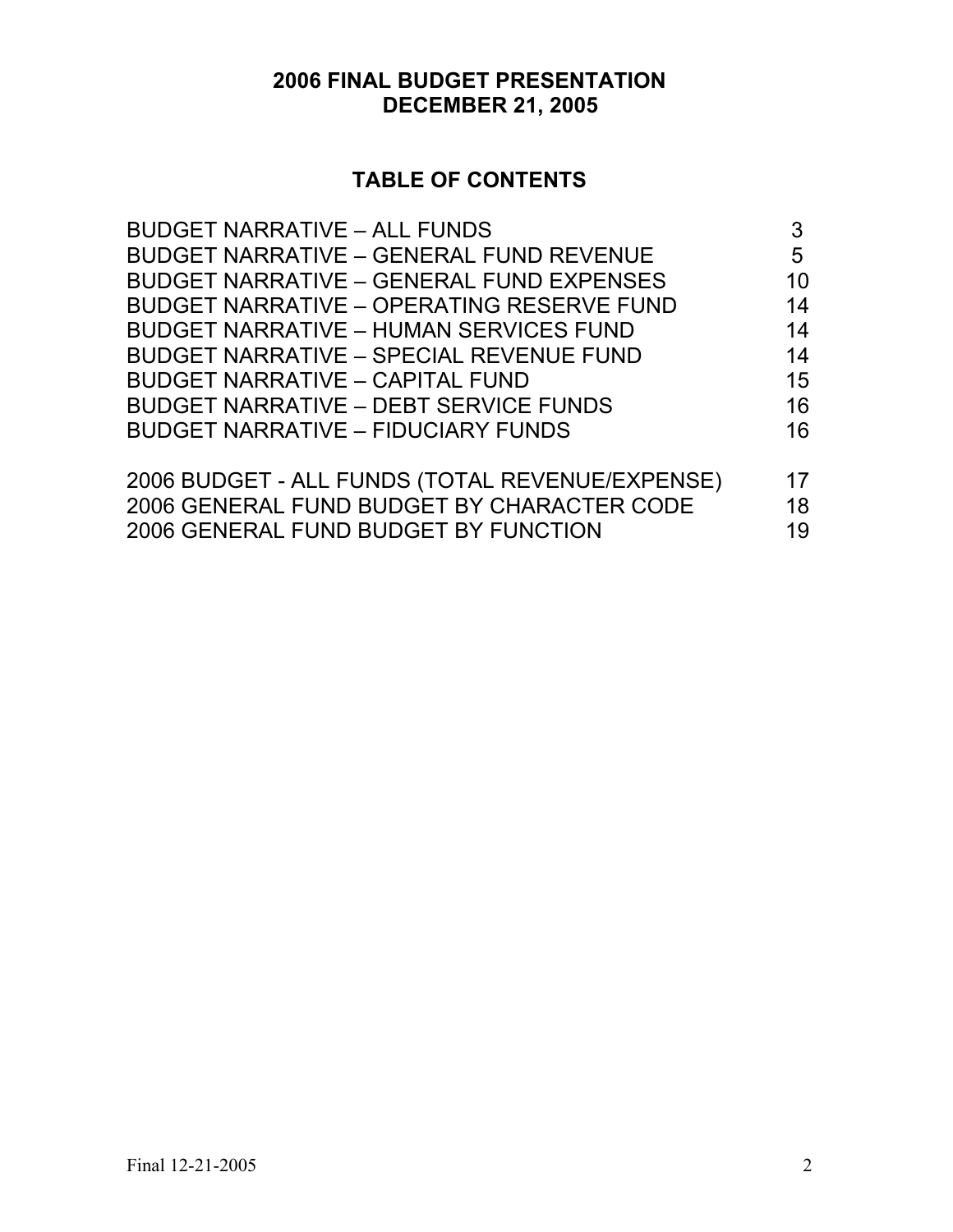# 2006 FINAL BUDGET PRESENTATION
# DECEMBER 21, 2005

## TABLE OF CONTENTS

| | |
|---|---|
| BUDGET NARRATIVE – ALL FUNDS | 3 |
| BUDGET NARRATIVE – GENERAL FUND REVENUE | 5 |
| BUDGET NARRATIVE – GENERAL FUND EXPENSES | 10 |
| BUDGET NARRATIVE – OPERATING RESERVE FUND | 14 |
| BUDGET NARRATIVE – HUMAN SERVICES FUND | 14 |
| BUDGET NARRATIVE – SPECIAL REVENUE FUND | 14 |
| BUDGET NARRATIVE – CAPITAL FUND | 15 |
| BUDGET NARRATIVE – DEBT SERVICE FUNDS | 16 |
| BUDGET NARRATIVE – FIDUCIARY FUNDS | 16 |
| 2006 BUDGET - ALL FUNDS (TOTAL REVENUE/EXPENSE) | 17 |
| 2006 GENERAL FUND BUDGET BY CHARACTER CODE | 18 |
| 2006 GENERAL FUND BUDGET BY FUNCTION | 19 |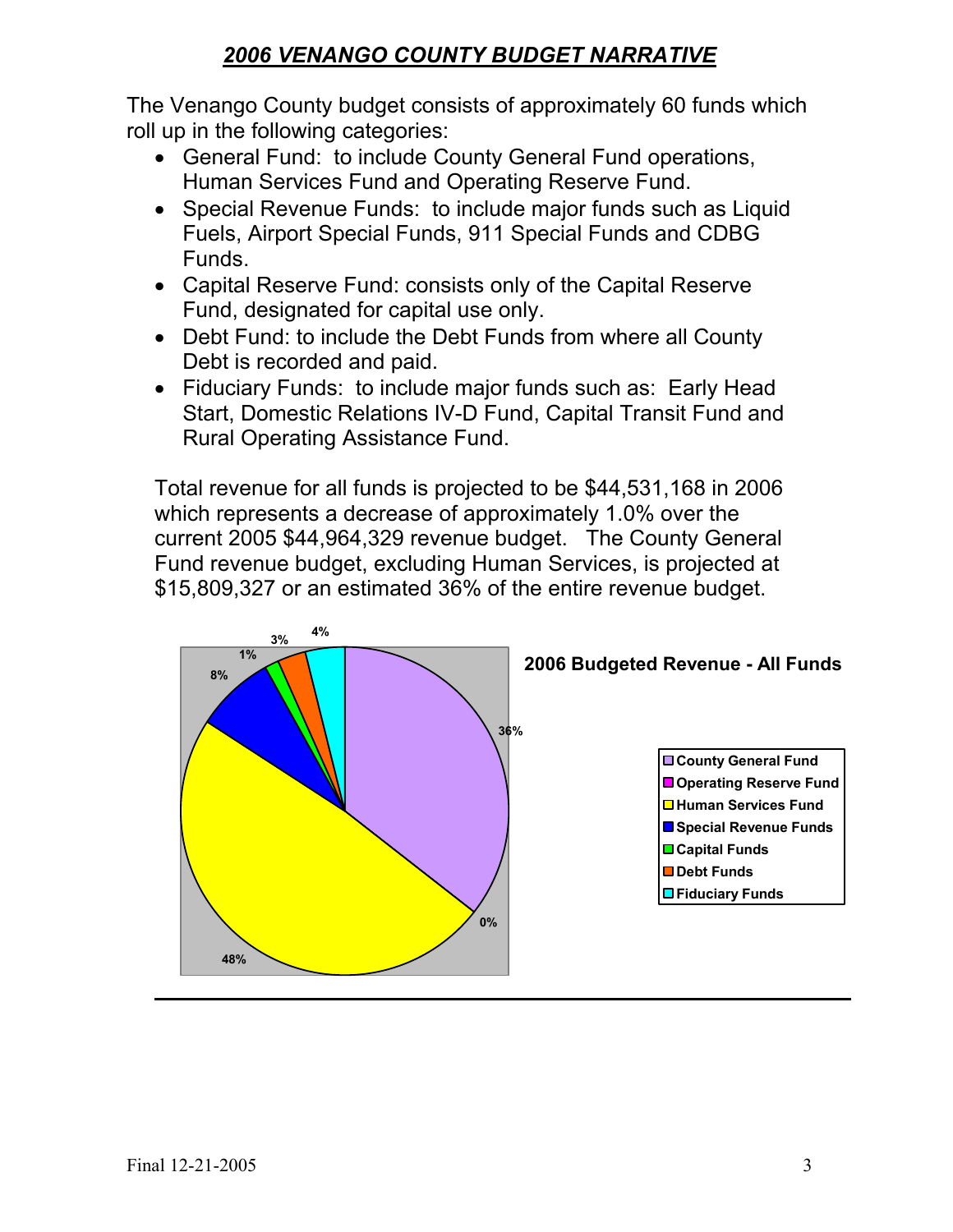# *2006 VENANGO COUNTY BUDGET NARRATIVE*

The Venango County budget consists of approximately 60 funds which roll up in the following categories:

- General Fund: to include County General Fund operations, Human Services Fund and Operating Reserve Fund.
- Special Revenue Funds: to include major funds such as Liquid Fuels, Airport Special Funds, 911 Special Funds and CDBG Funds.
- Capital Reserve Fund: consists only of the Capital Reserve Fund, designated for capital use only.
- Debt Fund: to include the Debt Funds from where all County Debt is recorded and paid.
- Fiduciary Funds: to include major funds such as: Early Head Start, Domestic Relations IV-D Fund, Capital Transit Fund and Rural Operating Assistance Fund.

Total revenue for all funds is projected to be $44,531,168 in 2006 which represents a decrease of approximately 1.0% over the current 2005 $44,964,329 revenue budget. The County General Fund revenue budget, excluding Human Services, is projected at $15,809,327 or an estimated 36% of the entire revenue budget.

**2006 Budgeted Revenue - All Funds**

| Fund | Percent |
|---|---|
| County General Fund | 36% |
| Operating Reserve Fund | 0% |
| Human Services Fund | 48% |
| Special Revenue Funds | 8% |
| Capital Funds | 1% |
| Debt Funds | 3% |
| Fiduciary Funds | 4% |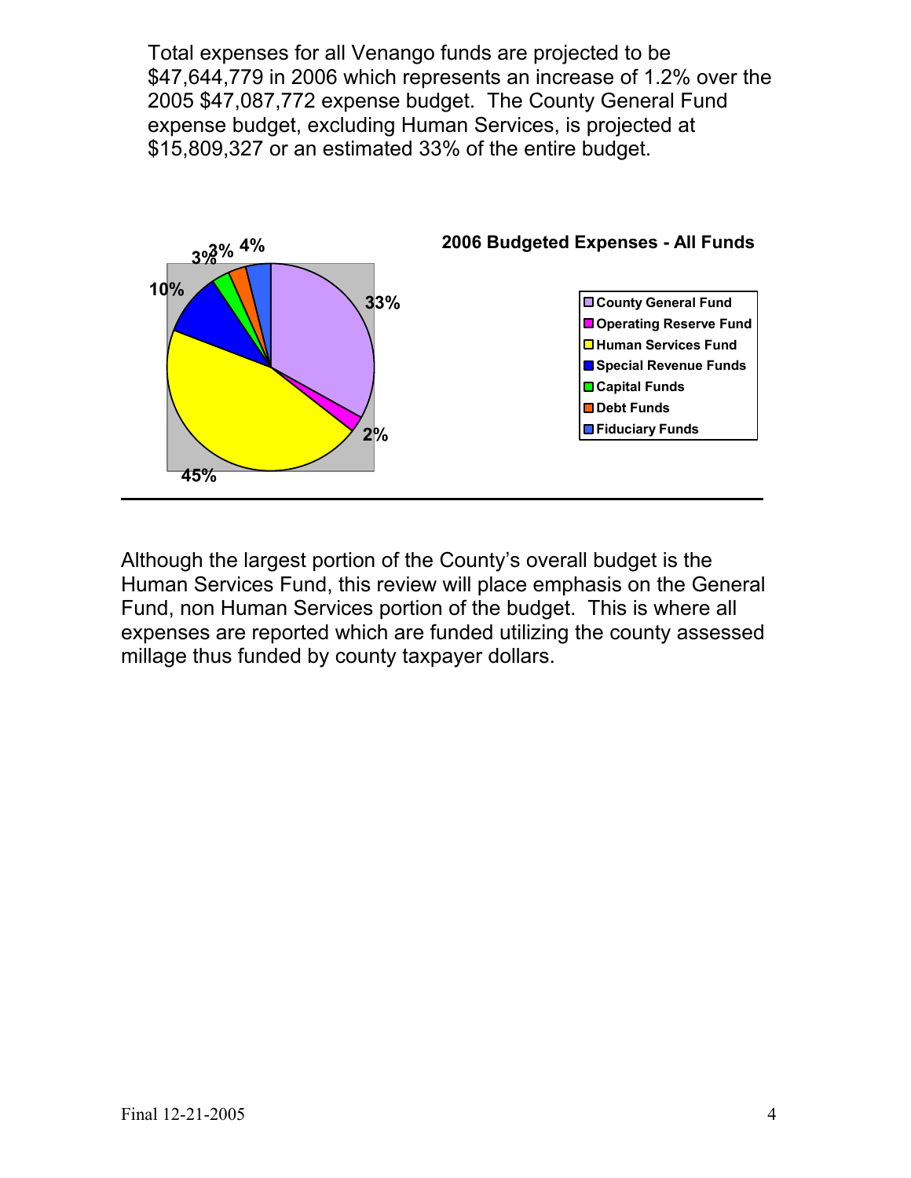Total expenses for all Venango funds are projected to be $47,644,779 in 2006 which represents an increase of 1.2% over the 2005 $47,087,772 expense budget. The County General Fund expense budget, excluding Human Services, is projected at $15,809,327 or an estimated 33% of the entire budget.

**2006 Budgeted Expenses - All Funds**

| Fund | Percent |
|---|---|
| County General Fund | 33% |
| Operating Reserve Fund | 2% |
| Human Services Fund | 45% |
| Special Revenue Funds | 10% |
| Capital Funds | 3% |
| Debt Funds | 3% |
| Fiduciary Funds | 4% |

---

Although the largest portion of the County's overall budget is the Human Services Fund, this review will place emphasis on the General Fund, non Human Services portion of the budget. This is where all expenses are reported which are funded utilizing the county assessed millage thus funded by county taxpayer dollars.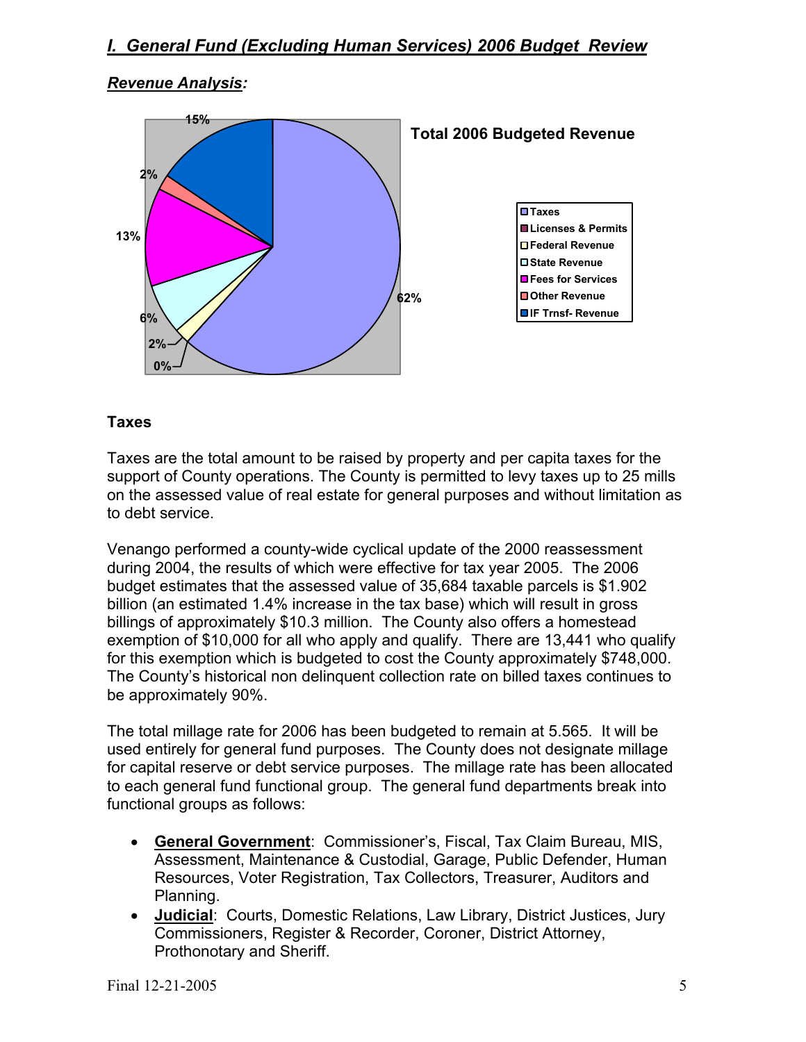## *I. General Fund (Excluding Human Services) 2006 Budget Review*

***Revenue Analysis:***

**Total 2006 Budgeted Revenue**

- Taxes – 62%
- Licenses & Permits – 0%
- Federal Revenue – 2%
- State Revenue – 6%
- Fees for Services – 13%
- Other Revenue – 2%
- IF Trnsf- Revenue – 15%

### Taxes

Taxes are the total amount to be raised by property and per capita taxes for the support of County operations. The County is permitted to levy taxes up to 25 mills on the assessed value of real estate for general purposes and without limitation as to debt service.

Venango performed a county-wide cyclical update of the 2000 reassessment during 2004, the results of which were effective for tax year 2005. The 2006 budget estimates that the assessed value of 35,684 taxable parcels is $1.902 billion (an estimated 1.4% increase in the tax base) which will result in gross billings of approximately $10.3 million. The County also offers a homestead exemption of $10,000 for all who apply and qualify. There are 13,441 who qualify for this exemption which is budgeted to cost the County approximately $748,000. The County's historical non delinquent collection rate on billed taxes continues to be approximately 90%.

The total millage rate for 2006 has been budgeted to remain at 5.565. It will be used entirely for general fund purposes. The County does not designate millage for capital reserve or debt service purposes. The millage rate has been allocated to each general fund functional group. The general fund departments break into functional groups as follows:

- **General Government**: Commissioner's, Fiscal, Tax Claim Bureau, MIS, Assessment, Maintenance & Custodial, Garage, Public Defender, Human Resources, Voter Registration, Tax Collectors, Treasurer, Auditors and Planning.
- **Judicial**: Courts, Domestic Relations, Law Library, District Justices, Jury Commissioners, Register & Recorder, Coroner, District Attorney, Prothonotary and Sheriff.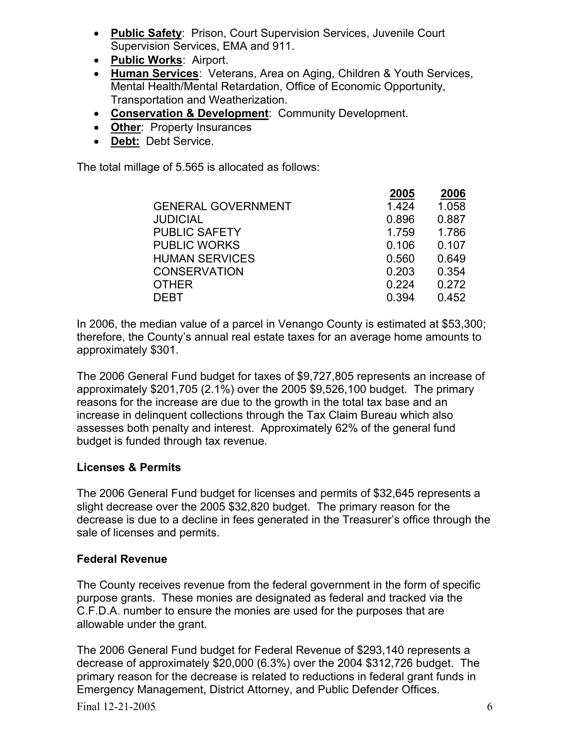- **Public Safety**: Prison, Court Supervision Services, Juvenile Court Supervision Services, EMA and 911.
- **Public Works**: Airport.
- **Human Services**: Veterans, Area on Aging, Children & Youth Services, Mental Health/Mental Retardation, Office of Economic Opportunity, Transportation and Weatherization.
- **Conservation & Development**: Community Development.
- **Other**: Property Insurances
- **Debt:** Debt Service.

The total millage of 5.565 is allocated as follows:

| | 2005 | 2006 |
|---|---|---|
| GENERAL GOVERNMENT | 1.424 | 1.058 |
| JUDICIAL | 0.896 | 0.887 |
| PUBLIC SAFETY | 1.759 | 1.786 |
| PUBLIC WORKS | 0.106 | 0.107 |
| HUMAN SERVICES | 0.560 | 0.649 |
| CONSERVATION | 0.203 | 0.354 |
| OTHER | 0.224 | 0.272 |
| DEBT | 0.394 | 0.452 |

In 2006, the median value of a parcel in Venango County is estimated at $53,300; therefore, the County's annual real estate taxes for an average home amounts to approximately $301.

The 2006 General Fund budget for taxes of $9,727,805 represents an increase of approximately $201,705 (2.1%) over the 2005 $9,526,100 budget. The primary reasons for the increase are due to the growth in the total tax base and an increase in delinquent collections through the Tax Claim Bureau which also assesses both penalty and interest. Approximately 62% of the general fund budget is funded through tax revenue.

### Licenses & Permits

The 2006 General Fund budget for licenses and permits of $32,645 represents a slight decrease over the 2005 $32,820 budget. The primary reason for the decrease is due to a decline in fees generated in the Treasurer's office through the sale of licenses and permits.

### Federal Revenue

The County receives revenue from the federal government in the form of specific purpose grants. These monies are designated as federal and tracked via the C.F.D.A. number to ensure the monies are used for the purposes that are allowable under the grant.

The 2006 General Fund budget for Federal Revenue of $293,140 represents a decrease of approximately $20,000 (6.3%) over the 2004 $312,726 budget. The primary reason for the decrease is related to reductions in federal grant funds in Emergency Management, District Attorney, and Public Defender Offices.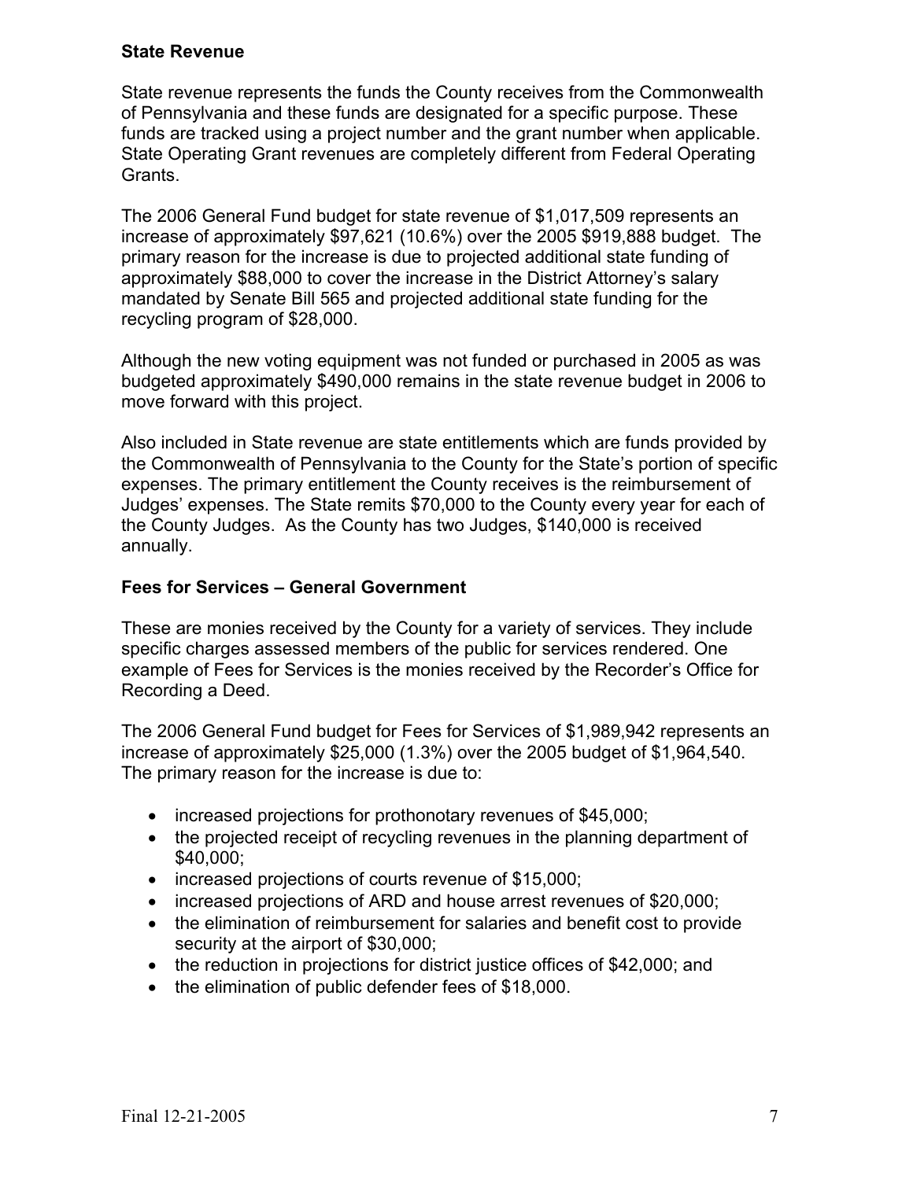**State Revenue**

State revenue represents the funds the County receives from the Commonwealth of Pennsylvania and these funds are designated for a specific purpose. These funds are tracked using a project number and the grant number when applicable. State Operating Grant revenues are completely different from Federal Operating Grants.

The 2006 General Fund budget for state revenue of $1,017,509 represents an increase of approximately $97,621 (10.6%) over the 2005 $919,888 budget. The primary reason for the increase is due to projected additional state funding of approximately $88,000 to cover the increase in the District Attorney's salary mandated by Senate Bill 565 and projected additional state funding for the recycling program of $28,000.

Although the new voting equipment was not funded or purchased in 2005 as was budgeted approximately $490,000 remains in the state revenue budget in 2006 to move forward with this project.

Also included in State revenue are state entitlements which are funds provided by the Commonwealth of Pennsylvania to the County for the State's portion of specific expenses. The primary entitlement the County receives is the reimbursement of Judges' expenses. The State remits $70,000 to the County every year for each of the County Judges. As the County has two Judges, $140,000 is received annually.

**Fees for Services – General Government**

These are monies received by the County for a variety of services. They include specific charges assessed members of the public for services rendered. One example of Fees for Services is the monies received by the Recorder's Office for Recording a Deed.

The 2006 General Fund budget for Fees for Services of $1,989,942 represents an increase of approximately $25,000 (1.3%) over the 2005 budget of $1,964,540. The primary reason for the increase is due to:

- increased projections for prothonotary revenues of $45,000;
- the projected receipt of recycling revenues in the planning department of $40,000;
- increased projections of courts revenue of $15,000;
- increased projections of ARD and house arrest revenues of $20,000;
- the elimination of reimbursement for salaries and benefit cost to provide security at the airport of $30,000;
- the reduction in projections for district justice offices of $42,000; and
- the elimination of public defender fees of $18,000.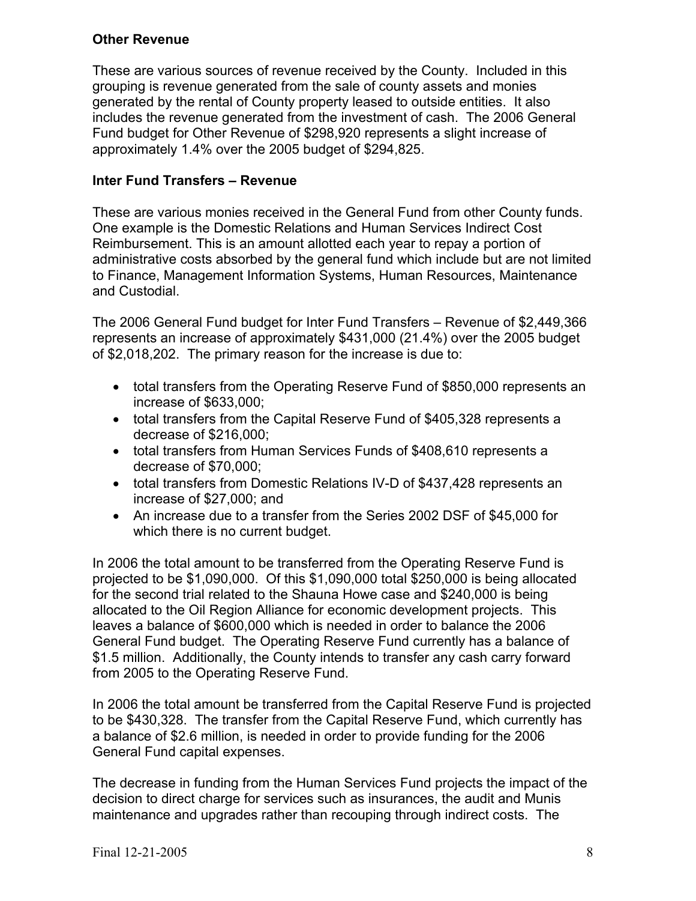**Other Revenue**

These are various sources of revenue received by the County. Included in this grouping is revenue generated from the sale of county assets and monies generated by the rental of County property leased to outside entities. It also includes the revenue generated from the investment of cash. The 2006 General Fund budget for Other Revenue of $298,920 represents a slight increase of approximately 1.4% over the 2005 budget of $294,825.

**Inter Fund Transfers – Revenue**

These are various monies received in the General Fund from other County funds. One example is the Domestic Relations and Human Services Indirect Cost Reimbursement. This is an amount allotted each year to repay a portion of administrative costs absorbed by the general fund which include but are not limited to Finance, Management Information Systems, Human Resources, Maintenance and Custodial.

The 2006 General Fund budget for Inter Fund Transfers – Revenue of $2,449,366 represents an increase of approximately $431,000 (21.4%) over the 2005 budget of $2,018,202. The primary reason for the increase is due to:

- total transfers from the Operating Reserve Fund of $850,000 represents an increase of $633,000;
- total transfers from the Capital Reserve Fund of $405,328 represents a decrease of $216,000;
- total transfers from Human Services Funds of $408,610 represents a decrease of $70,000;
- total transfers from Domestic Relations IV-D of $437,428 represents an increase of $27,000; and
- An increase due to a transfer from the Series 2002 DSF of $45,000 for which there is no current budget.

In 2006 the total amount to be transferred from the Operating Reserve Fund is projected to be $1,090,000. Of this $1,090,000 total $250,000 is being allocated for the second trial related to the Shauna Howe case and $240,000 is being allocated to the Oil Region Alliance for economic development projects. This leaves a balance of $600,000 which is needed in order to balance the 2006 General Fund budget. The Operating Reserve Fund currently has a balance of $1.5 million. Additionally, the County intends to transfer any cash carry forward from 2005 to the Operating Reserve Fund.

In 2006 the total amount be transferred from the Capital Reserve Fund is projected to be $430,328. The transfer from the Capital Reserve Fund, which currently has a balance of $2.6 million, is needed in order to provide funding for the 2006 General Fund capital expenses.

The decrease in funding from the Human Services Fund projects the impact of the decision to direct charge for services such as insurances, the audit and Munis maintenance and upgrades rather than recouping through indirect costs. The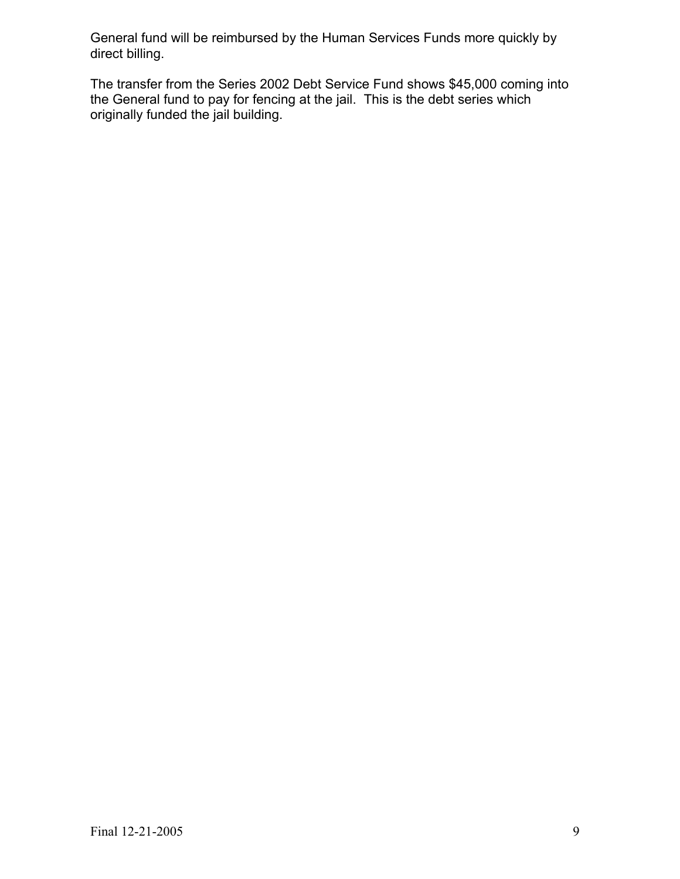General fund will be reimbursed by the Human Services Funds more quickly by direct billing.

The transfer from the Series 2002 Debt Service Fund shows $45,000 coming into the General fund to pay for fencing at the jail. This is the debt series which originally funded the jail building.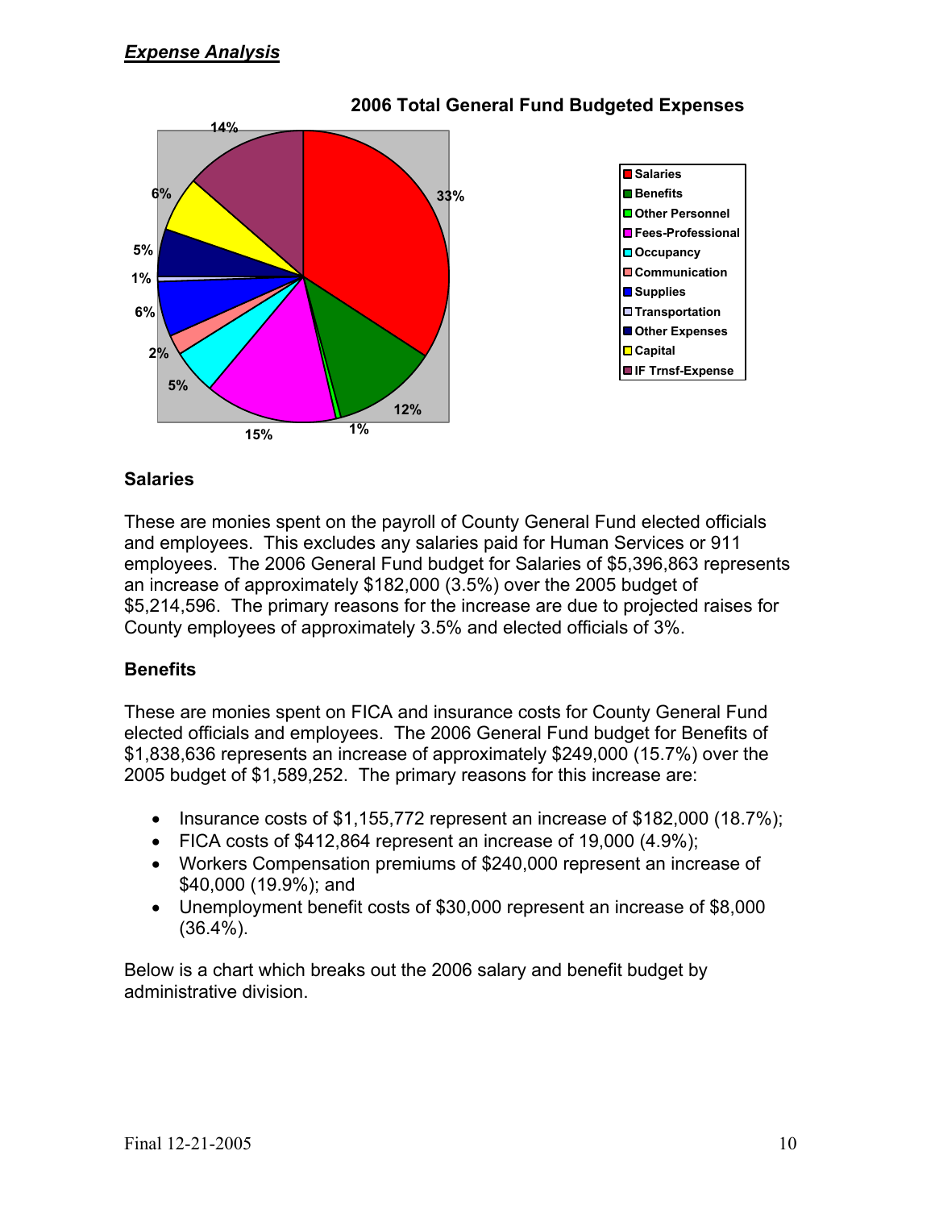***Expense Analysis***

**2006 Total General Fund Budgeted Expenses**

| Category | Percentage |
|---|---|
| Salaries | 33% |
| Benefits | 12% |
| Other Personnel | 1% |
| Fees-Professional | 15% |
| Occupancy | 5% |
| Communication | 2% |
| Supplies | 6% |
| Transportation | 1% |
| Other Expenses | 5% |
| Capital | 6% |
| IF Trnsf-Expense | 14% |

### Salaries

These are monies spent on the payroll of County General Fund elected officials and employees. This excludes any salaries paid for Human Services or 911 employees. The 2006 General Fund budget for Salaries of $5,396,863 represents an increase of approximately $182,000 (3.5%) over the 2005 budget of $5,214,596. The primary reasons for the increase are due to projected raises for County employees of approximately 3.5% and elected officials of 3%.

### Benefits

These are monies spent on FICA and insurance costs for County General Fund elected officials and employees. The 2006 General Fund budget for Benefits of $1,838,636 represents an increase of approximately $249,000 (15.7%) over the 2005 budget of $1,589,252. The primary reasons for this increase are:

- Insurance costs of $1,155,772 represent an increase of $182,000 (18.7%);
- FICA costs of $412,864 represent an increase of 19,000 (4.9%);
- Workers Compensation premiums of $240,000 represent an increase of $40,000 (19.9%); and
- Unemployment benefit costs of $30,000 represent an increase of $8,000 (36.4%).

Below is a chart which breaks out the 2006 salary and benefit budget by administrative division.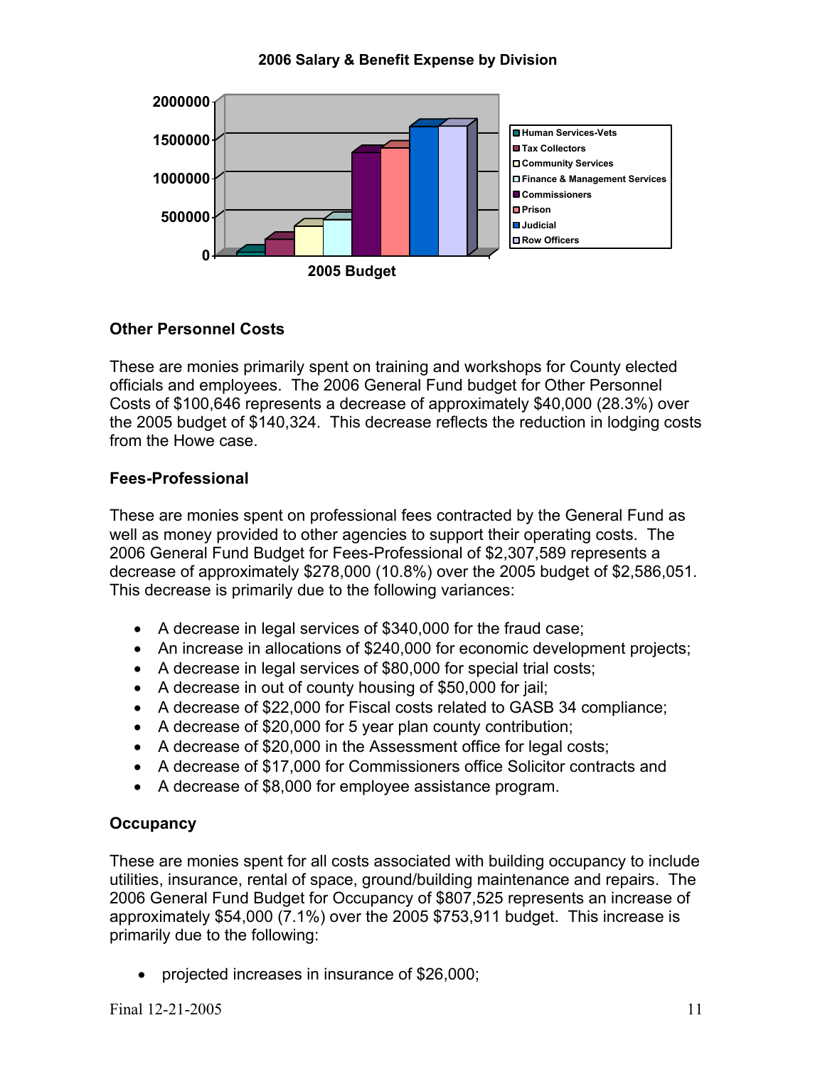**2006 Salary & Benefit Expense by Division**

2000000
1500000
1000000
500000
0

2005 Budget

- Human Services-Vets
- Tax Collectors
- Community Services
- Finance & Management Services
- Commissioners
- Prison
- Judicial
- Row Officers

### Other Personnel Costs

These are monies primarily spent on training and workshops for County elected officials and employees. The 2006 General Fund budget for Other Personnel Costs of $100,646 represents a decrease of approximately $40,000 (28.3%) over the 2005 budget of $140,324. This decrease reflects the reduction in lodging costs from the Howe case.

### Fees-Professional

These are monies spent on professional fees contracted by the General Fund as well as money provided to other agencies to support their operating costs. The 2006 General Fund Budget for Fees-Professional of $2,307,589 represents a decrease of approximately $278,000 (10.8%) over the 2005 budget of $2,586,051. This decrease is primarily due to the following variances:

- A decrease in legal services of $340,000 for the fraud case;
- An increase in allocations of $240,000 for economic development projects;
- A decrease in legal services of $80,000 for special trial costs;
- A decrease in out of county housing of $50,000 for jail;
- A decrease of $22,000 for Fiscal costs related to GASB 34 compliance;
- A decrease of $20,000 for 5 year plan county contribution;
- A decrease of $20,000 in the Assessment office for legal costs;
- A decrease of $17,000 for Commissioners office Solicitor contracts and
- A decrease of $8,000 for employee assistance program.

### Occupancy

These are monies spent for all costs associated with building occupancy to include utilities, insurance, rental of space, ground/building maintenance and repairs. The 2006 General Fund Budget for Occupancy of $807,525 represents an increase of approximately $54,000 (7.1%) over the 2005 $753,911 budget. This increase is primarily due to the following:

- projected increases in insurance of $26,000;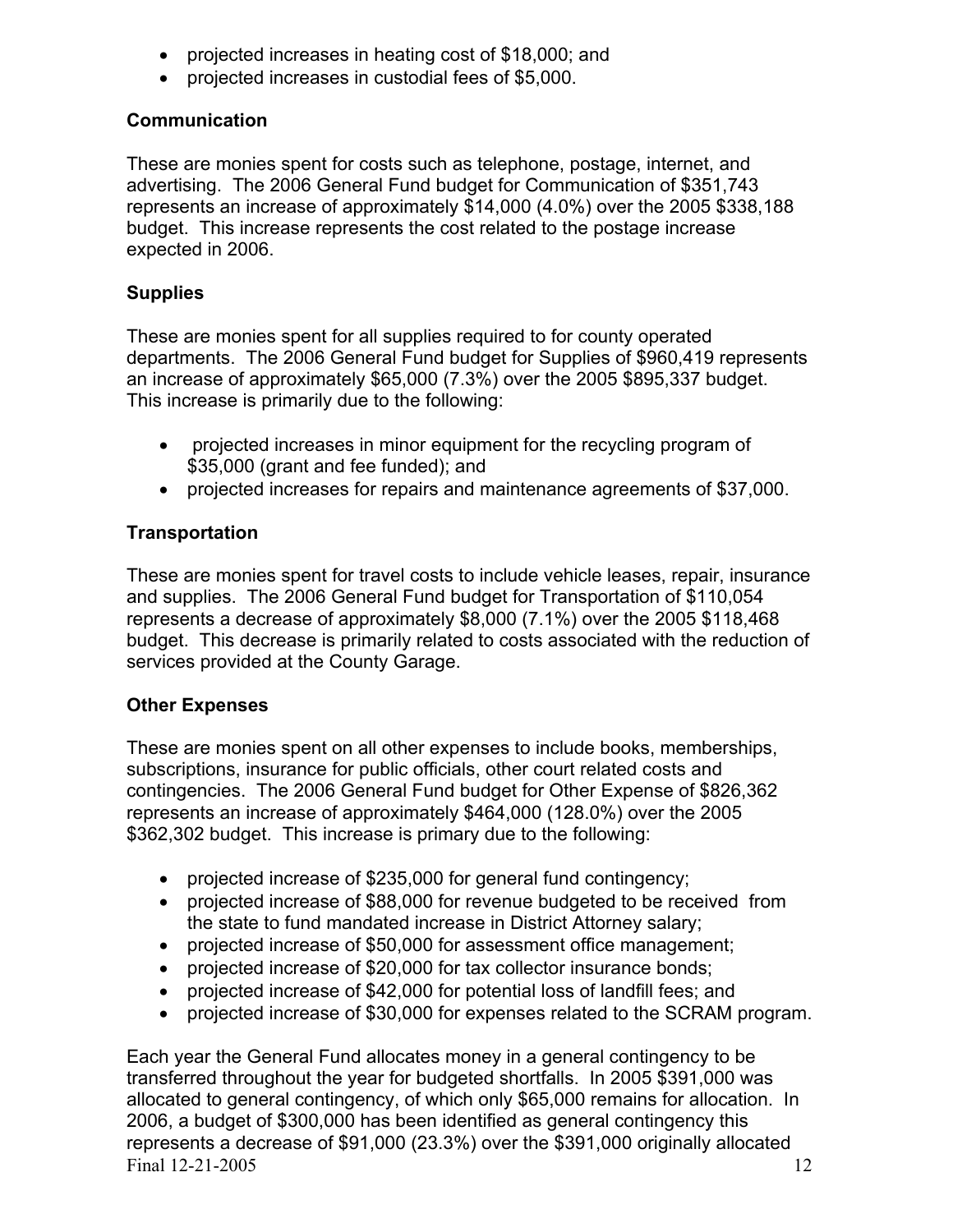- projected increases in heating cost of $18,000; and
- projected increases in custodial fees of $5,000.

**Communication**

These are monies spent for costs such as telephone, postage, internet, and advertising. The 2006 General Fund budget for Communication of $351,743 represents an increase of approximately $14,000 (4.0%) over the 2005 $338,188 budget. This increase represents the cost related to the postage increase expected in 2006.

**Supplies**

These are monies spent for all supplies required to for county operated departments. The 2006 General Fund budget for Supplies of $960,419 represents an increase of approximately $65,000 (7.3%) over the 2005 $895,337 budget. This increase is primarily due to the following:

- projected increases in minor equipment for the recycling program of $35,000 (grant and fee funded); and
- projected increases for repairs and maintenance agreements of $37,000.

**Transportation**

These are monies spent for travel costs to include vehicle leases, repair, insurance and supplies. The 2006 General Fund budget for Transportation of $110,054 represents a decrease of approximately $8,000 (7.1%) over the 2005 $118,468 budget. This decrease is primarily related to costs associated with the reduction of services provided at the County Garage.

**Other Expenses**

These are monies spent on all other expenses to include books, memberships, subscriptions, insurance for public officials, other court related costs and contingencies. The 2006 General Fund budget for Other Expense of $826,362 represents an increase of approximately $464,000 (128.0%) over the 2005 $362,302 budget. This increase is primary due to the following:

- projected increase of $235,000 for general fund contingency;
- projected increase of $88,000 for revenue budgeted to be received from the state to fund mandated increase in District Attorney salary;
- projected increase of $50,000 for assessment office management;
- projected increase of $20,000 for tax collector insurance bonds;
- projected increase of $42,000 for potential loss of landfill fees; and
- projected increase of $30,000 for expenses related to the SCRAM program.

Each year the General Fund allocates money in a general contingency to be transferred throughout the year for budgeted shortfalls. In 2005 $391,000 was allocated to general contingency, of which only $65,000 remains for allocation. In 2006, a budget of $300,000 has been identified as general contingency this represents a decrease of $91,000 (23.3%) over the $391,000 originally allocated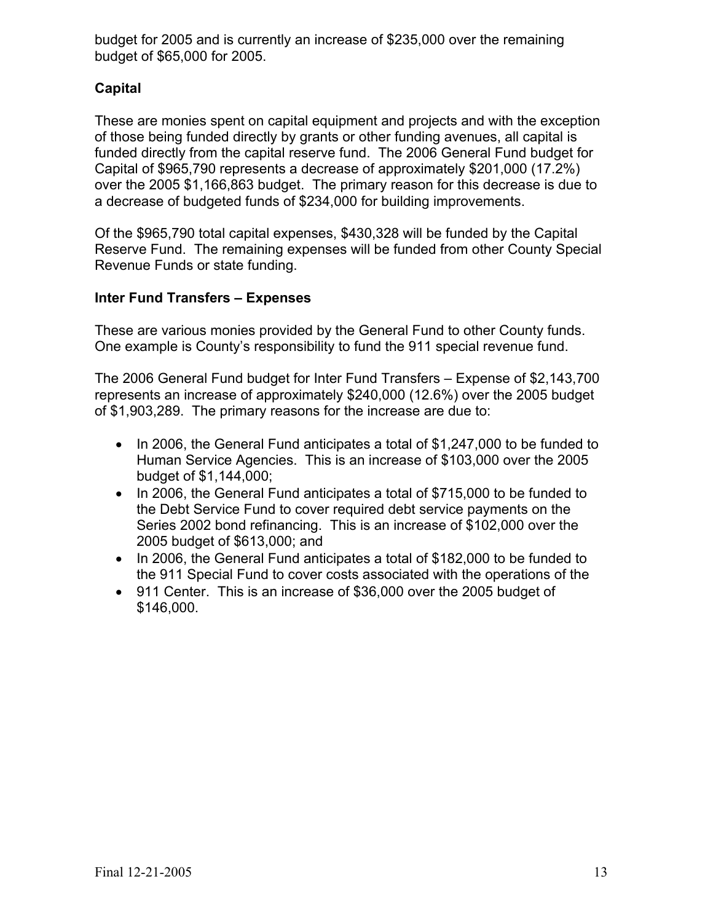budget for 2005 and is currently an increase of $235,000 over the remaining budget of $65,000 for 2005.

**Capital**

These are monies spent on capital equipment and projects and with the exception of those being funded directly by grants or other funding avenues, all capital is funded directly from the capital reserve fund. The 2006 General Fund budget for Capital of $965,790 represents a decrease of approximately $201,000 (17.2%) over the 2005 $1,166,863 budget. The primary reason for this decrease is due to a decrease of budgeted funds of $234,000 for building improvements.

Of the $965,790 total capital expenses, $430,328 will be funded by the Capital Reserve Fund. The remaining expenses will be funded from other County Special Revenue Funds or state funding.

**Inter Fund Transfers – Expenses**

These are various monies provided by the General Fund to other County funds. One example is County's responsibility to fund the 911 special revenue fund.

The 2006 General Fund budget for Inter Fund Transfers – Expense of $2,143,700 represents an increase of approximately $240,000 (12.6%) over the 2005 budget of $1,903,289. The primary reasons for the increase are due to:

- In 2006, the General Fund anticipates a total of $1,247,000 to be funded to Human Service Agencies. This is an increase of $103,000 over the 2005 budget of $1,144,000;
- In 2006, the General Fund anticipates a total of $715,000 to be funded to the Debt Service Fund to cover required debt service payments on the Series 2002 bond refinancing. This is an increase of $102,000 over the 2005 budget of $613,000; and
- In 2006, the General Fund anticipates a total of $182,000 to be funded to the 911 Special Fund to cover costs associated with the operations of the
- 911 Center. This is an increase of $36,000 over the 2005 budget of $146,000.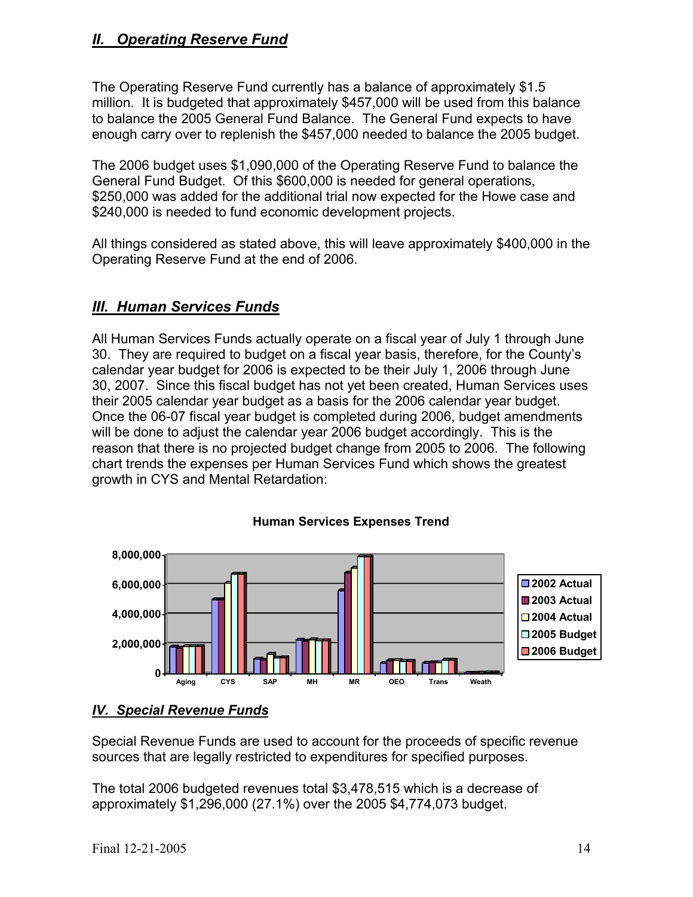## II. Operating Reserve Fund

The Operating Reserve Fund currently has a balance of approximately $1.5 million. It is budgeted that approximately $457,000 will be used from this balance to balance the 2005 General Fund Balance. The General Fund expects to have enough carry over to replenish the $457,000 needed to balance the 2005 budget.

The 2006 budget uses $1,090,000 of the Operating Reserve Fund to balance the General Fund Budget. Of this $600,000 is needed for general operations, $250,000 was added for the additional trial now expected for the Howe case and $240,000 is needed to fund economic development projects.

All things considered as stated above, this will leave approximately $400,000 in the Operating Reserve Fund at the end of 2006.

## III. Human Services Funds

All Human Services Funds actually operate on a fiscal year of July 1 through June 30. They are required to budget on a fiscal year basis, therefore, for the County's calendar year budget for 2006 is expected to be their July 1, 2006 through June 30, 2007. Since this fiscal budget has not yet been created, Human Services uses their 2005 calendar year budget as a basis for the 2006 calendar year budget. Once the 06-07 fiscal year budget is completed during 2006, budget amendments will be done to adjust the calendar year 2006 budget accordingly. This is the reason that there is no projected budget change from 2005 to 2006. The following chart trends the expenses per Human Services Fund which shows the greatest growth in CYS and Mental Retardation:

**Human Services Expenses Trend**

## IV. Special Revenue Funds

Special Revenue Funds are used to account for the proceeds of specific revenue sources that are legally restricted to expenditures for specified purposes.

The total 2006 budgeted revenues total $3,478,515 which is a decrease of approximately $1,296,000 (27.1%) over the 2005 $4,774,073 budget.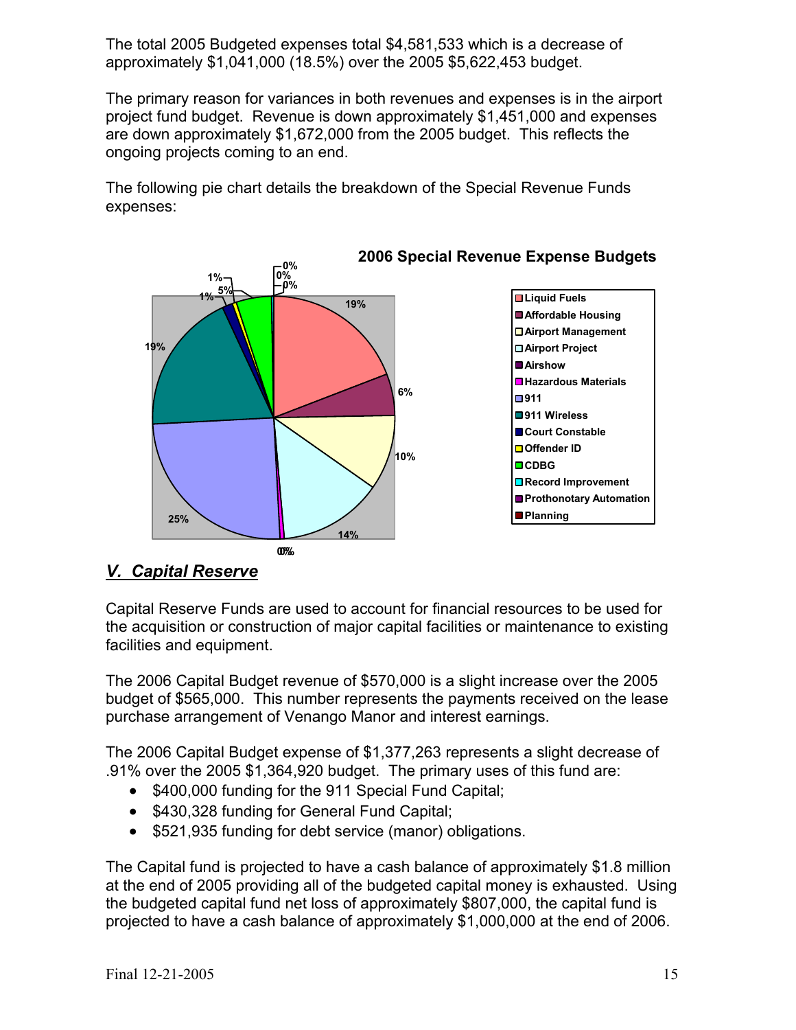The total 2005 Budgeted expenses total $4,581,533 which is a decrease of approximately $1,041,000 (18.5%) over the 2005 $5,622,453 budget.

The primary reason for variances in both revenues and expenses is in the airport project fund budget. Revenue is down approximately $1,451,000 and expenses are down approximately $1,672,000 from the 2005 budget. This reflects the ongoing projects coming to an end.

The following pie chart details the breakdown of the Special Revenue Funds expenses:

**2006 Special Revenue Expense Budgets**

| Fund | Share |
|---|---|
| Liquid Fuels | 19% |
| Affordable Housing | 6% |
| Airport Management | 10% |
| Airport Project | 0% |
| Airshow | 0% |
| Hazardous Materials | 0% |
| 911 | 25% |
| 911 Wireless | 19% |
| Court Constable | 1% |
| Offender ID | 1% |
| CDBG | 5% |
| Record Improvement | 14% |
| Prothonotary Automation | 0% |
| Planning | 0% |

## *V. Capital Reserve*

Capital Reserve Funds are used to account for financial resources to be used for the acquisition or construction of major capital facilities or maintenance to existing facilities and equipment.

The 2006 Capital Budget revenue of $570,000 is a slight increase over the 2005 budget of $565,000. This number represents the payments received on the lease purchase arrangement of Venango Manor and interest earnings.

The 2006 Capital Budget expense of $1,377,263 represents a slight decrease of .91% over the 2005 $1,364,920 budget. The primary uses of this fund are:

- $400,000 funding for the 911 Special Fund Capital;
- $430,328 funding for General Fund Capital;
- $521,935 funding for debt service (manor) obligations.

The Capital fund is projected to have a cash balance of approximately $1.8 million at the end of 2005 providing all of the budgeted capital money is exhausted. Using the budgeted capital fund net loss of approximately $807,000, the capital fund is projected to have a cash balance of approximately $1,000,000 at the end of 2006.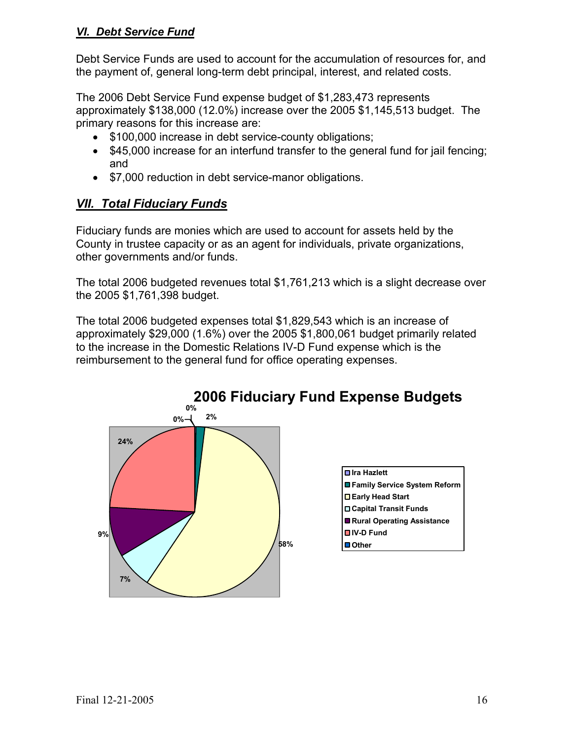## *VI. Debt Service Fund*

Debt Service Funds are used to account for the accumulation of resources for, and the payment of, general long-term debt principal, interest, and related costs.

The 2006 Debt Service Fund expense budget of $1,283,473 represents approximately $138,000 (12.0%) increase over the 2005 $1,145,513 budget. The primary reasons for this increase are:

- $100,000 increase in debt service-county obligations;
- $45,000 increase for an interfund transfer to the general fund for jail fencing; and
- $7,000 reduction in debt service-manor obligations.

## *VII. Total Fiduciary Funds*

Fiduciary funds are monies which are used to account for assets held by the County in trustee capacity or as an agent for individuals, private organizations, other governments and/or funds.

The total 2006 budgeted revenues total $1,761,213 which is a slight decrease over the 2005 $1,761,398 budget.

The total 2006 budgeted expenses total $1,829,543 which is an increase of approximately $29,000 (1.6%) over the 2005 $1,800,061 budget primarily related to the increase in the Domestic Relations IV-D Fund expense which is the reimbursement to the general fund for office operating expenses.

**2006 Fiduciary Fund Expense Budgets**

| Fund | Percent |
|---|---|
| Ira Hazlett | 0% |
| Family Service System Reform | 2% |
| Early Head Start | 58% |
| Capital Transit Funds | 7% |
| Rural Operating Assistance | 9% |
| IV-D Fund | 24% |
| Other | 0% |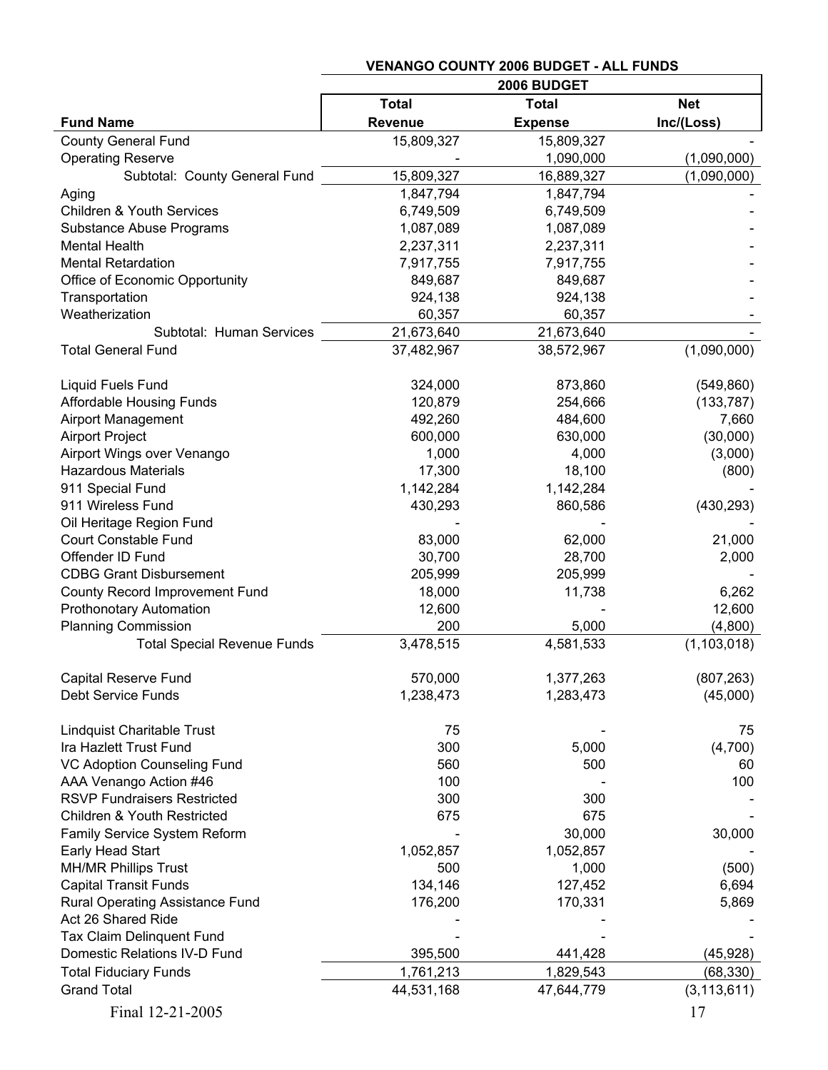| | VENANGO COUNTY 2006 BUDGET - ALL FUNDS | | |
|---|---|---|---|
| | 2006 BUDGET | | |
| | **Total** | **Total** | **Net** |
| **Fund Name** | **Revenue** | **Expense** | **Inc/(Loss)** |
| County General Fund | 15,809,327 | 15,809,327 | - |
| Operating Reserve | - | 1,090,000 | (1,090,000) |
| Subtotal: County General Fund | 15,809,327 | 16,889,327 | (1,090,000) |
| Aging | 1,847,794 | 1,847,794 | - |
| Children & Youth Services | 6,749,509 | 6,749,509 | - |
| Substance Abuse Programs | 1,087,089 | 1,087,089 | - |
| Mental Health | 2,237,311 | 2,237,311 | - |
| Mental Retardation | 7,917,755 | 7,917,755 | - |
| Office of Economic Opportunity | 849,687 | 849,687 | - |
| Transportation | 924,138 | 924,138 | - |
| Weatherization | 60,357 | 60,357 | - |
| Subtotal: Human Services | 21,673,640 | 21,673,640 | - |
| Total General Fund | 37,482,967 | 38,572,967 | (1,090,000) |
| | | | |
| Liquid Fuels Fund | 324,000 | 873,860 | (549,860) |
| Affordable Housing Funds | 120,879 | 254,666 | (133,787) |
| Airport Management | 492,260 | 484,600 | 7,660 |
| Airport Project | 600,000 | 630,000 | (30,000) |
| Airport Wings over Venango | 1,000 | 4,000 | (3,000) |
| Hazardous Materials | 17,300 | 18,100 | (800) |
| 911 Special Fund | 1,142,284 | 1,142,284 | - |
| 911 Wireless Fund | 430,293 | 860,586 | (430,293) |
| Oil Heritage Region Fund | - | - | - |
| Court Constable Fund | 83,000 | 62,000 | 21,000 |
| Offender ID Fund | 30,700 | 28,700 | 2,000 |
| CDBG Grant Disbursement | 205,999 | 205,999 | - |
| County Record Improvement Fund | 18,000 | 11,738 | 6,262 |
| Prothonotary Automation | 12,600 | - | 12,600 |
| Planning Commission | 200 | 5,000 | (4,800) |
| Total Special Revenue Funds | 3,478,515 | 4,581,533 | (1,103,018) |
| | | | |
| Capital Reserve Fund | 570,000 | 1,377,263 | (807,263) |
| Debt Service Funds | 1,238,473 | 1,283,473 | (45,000) |
| | | | |
| Lindquist Charitable Trust | 75 | - | 75 |
| Ira Hazlett Trust Fund | 300 | 5,000 | (4,700) |
| VC Adoption Counseling Fund | 560 | 500 | 60 |
| AAA Venango Action #46 | 100 | - | 100 |
| RSVP Fundraisers Restricted | 300 | 300 | - |
| Children & Youth Restricted | 675 | 675 | - |
| Family Service System Reform | - | 30,000 | 30,000 |
| Early Head Start | 1,052,857 | 1,052,857 | - |
| MH/MR Phillips Trust | 500 | 1,000 | (500) |
| Capital Transit Funds | 134,146 | 127,452 | 6,694 |
| Rural Operating Assistance Fund | 176,200 | 170,331 | 5,869 |
| Act 26 Shared Ride | - | - | - |
| Tax Claim Delinquent Fund | - | - | - |
| Domestic Relations IV-D Fund | 395,500 | 441,428 | (45,928) |
| Total Fiduciary Funds | 1,761,213 | 1,829,543 | (68,330) |
| Grand Total | 44,531,168 | 47,644,779 | (3,113,611) |

Final 12-21-2005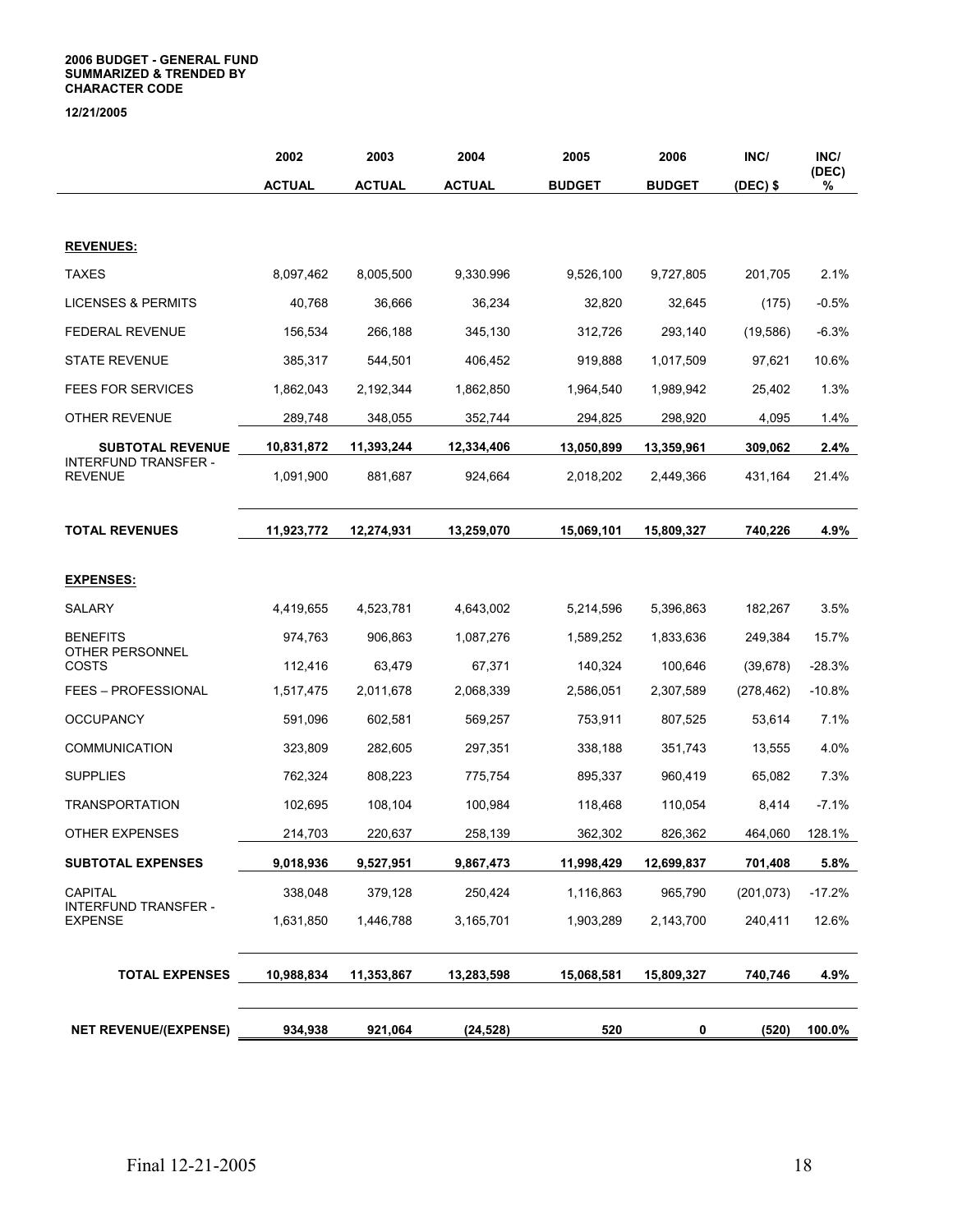**2006 BUDGET - GENERAL FUND**
**SUMMARIZED & TRENDED BY**
**CHARACTER CODE**

**12/21/2005**

| | 2002 ACTUAL | 2003 ACTUAL | 2004 ACTUAL | 2005 BUDGET | 2006 BUDGET | INC/ (DEC) $ | INC/ (DEC) % |
|---|---|---|---|---|---|---|---|
| **REVENUES:** | | | | | | | |
| TAXES | 8,097,462 | 8,005,500 | 9,330.996 | 9,526,100 | 9,727,805 | 201,705 | 2.1% |
| LICENSES & PERMITS | 40,768 | 36,666 | 36,234 | 32,820 | 32,645 | (175) | -0.5% |
| FEDERAL REVENUE | 156,534 | 266,188 | 345,130 | 312,726 | 293,140 | (19,586) | -6.3% |
| STATE REVENUE | 385,317 | 544,501 | 406,452 | 919,888 | 1,017,509 | 97,621 | 10.6% |
| FEES FOR SERVICES | 1,862,043 | 2,192,344 | 1,862,850 | 1,964,540 | 1,989,942 | 25,402 | 1.3% |
| OTHER REVENUE | 289,748 | 348,055 | 352,744 | 294,825 | 298,920 | 4,095 | 1.4% |
| **SUBTOTAL REVENUE** | **10,831,872** | **11,393,244** | **12,334,406** | **13,050,899** | **13,359,961** | **309,062** | **2.4%** |
| INTERFUND TRANSFER - REVENUE | 1,091,900 | 881,687 | 924,664 | 2,018,202 | 2,449,366 | 431,164 | 21.4% |
| **TOTAL REVENUES** | **11,923,772** | **12,274,931** | **13,259,070** | **15,069,101** | **15,809,327** | **740,226** | **4.9%** |
| **EXPENSES:** | | | | | | | |
| SALARY | 4,419,655 | 4,523,781 | 4,643,002 | 5,214,596 | 5,396,863 | 182,267 | 3.5% |
| BENEFITS | 974,763 | 906,863 | 1,087,276 | 1,589,252 | 1,833,636 | 249,384 | 15.7% |
| OTHER PERSONNEL COSTS | 112,416 | 63,479 | 67,371 | 140,324 | 100,646 | (39,678) | -28.3% |
| FEES – PROFESSIONAL | 1,517,475 | 2,011,678 | 2,068,339 | 2,586,051 | 2,307,589 | (278,462) | -10.8% |
| OCCUPANCY | 591,096 | 602,581 | 569,257 | 753,911 | 807,525 | 53,614 | 7.1% |
| COMMUNICATION | 323,809 | 282,605 | 297,351 | 338,188 | 351,743 | 13,555 | 4.0% |
| SUPPLIES | 762,324 | 808,223 | 775,754 | 895,337 | 960,419 | 65,082 | 7.3% |
| TRANSPORTATION | 102,695 | 108,104 | 100,984 | 118,468 | 110,054 | 8,414 | -7.1% |
| OTHER EXPENSES | 214,703 | 220,637 | 258,139 | 362,302 | 826,362 | 464,060 | 128.1% |
| **SUBTOTAL EXPENSES** | **9,018,936** | **9,527,951** | **9,867,473** | **11,998,429** | **12,699,837** | **701,408** | **5.8%** |
| CAPITAL | 338,048 | 379,128 | 250,424 | 1,116,863 | 965,790 | (201,073) | -17.2% |
| INTERFUND TRANSFER - EXPENSE | 1,631,850 | 1,446,788 | 3,165,701 | 1,903,289 | 2,143,700 | 240,411 | 12.6% |
| **TOTAL EXPENSES** | **10,988,834** | **11,353,867** | **13,283,598** | **15,068,581** | **15,809,327** | **740,746** | **4.9%** |
| **NET REVENUE/(EXPENSE)** | **934,938** | **921,064** | **(24,528)** | **520** | **0** | **(520)** | **100.0%** |

Final 12-21-2005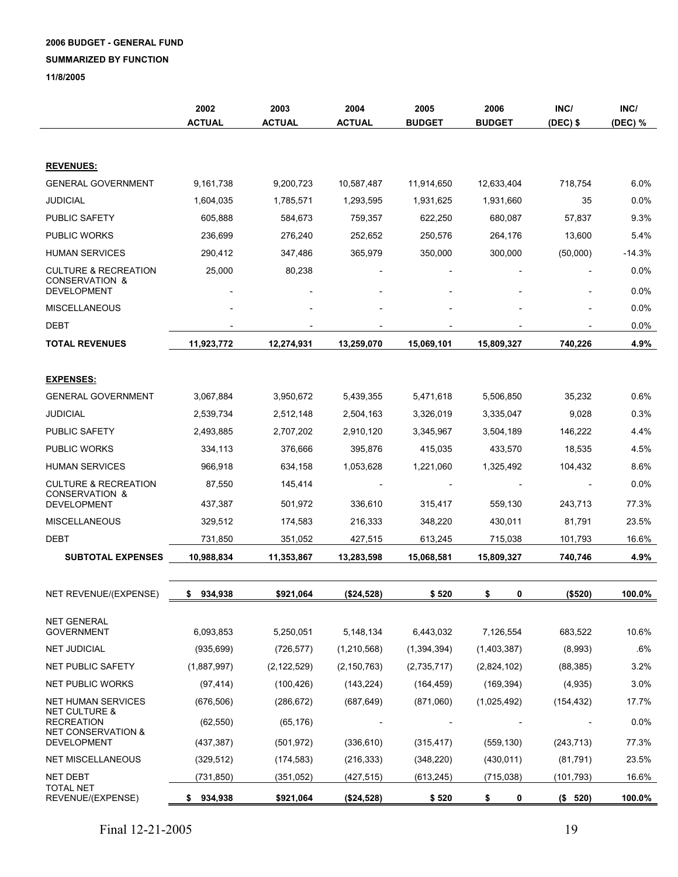**2006 BUDGET - GENERAL FUND**

**SUMMARIZED BY FUNCTION**

**11/8/2005**

| | 2002 ACTUAL | 2003 ACTUAL | 2004 ACTUAL | 2005 BUDGET | 2006 BUDGET | INC/ (DEC) $ | INC/ (DEC) % |
|---|---|---|---|---|---|---|---|
| **REVENUES:** | | | | | | | |
| GENERAL GOVERNMENT | 9,161,738 | 9,200,723 | 10,587,487 | 11,914,650 | 12,633,404 | 718,754 | 6.0% |
| JUDICIAL | 1,604,035 | 1,785,571 | 1,293,595 | 1,931,625 | 1,931,660 | 35 | 0.0% |
| PUBLIC SAFETY | 605,888 | 584,673 | 759,357 | 622,250 | 680,087 | 57,837 | 9.3% |
| PUBLIC WORKS | 236,699 | 276,240 | 252,652 | 250,576 | 264,176 | 13,600 | 5.4% |
| HUMAN SERVICES | 290,412 | 347,486 | 365,979 | 350,000 | 300,000 | (50,000) | -14.3% |
| CULTURE & RECREATION | 25,000 | 80,238 | - | - | - | - | 0.0% |
| CONSERVATION & DEVELOPMENT | - | - | - | - | - | - | 0.0% |
| MISCELLANEOUS | - | - | - | - | - | - | 0.0% |
| DEBT | - | - | - | - | - | - | 0.0% |
| **TOTAL REVENUES** | **11,923,772** | **12,274,931** | **13,259,070** | **15,069,101** | **15,809,327** | **740,226** | **4.9%** |
| **EXPENSES:** | | | | | | | |
| GENERAL GOVERNMENT | 3,067,884 | 3,950,672 | 5,439,355 | 5,471,618 | 5,506,850 | 35,232 | 0.6% |
| JUDICIAL | 2,539,734 | 2,512,148 | 2,504,163 | 3,326,019 | 3,335,047 | 9,028 | 0.3% |
| PUBLIC SAFETY | 2,493,885 | 2,707,202 | 2,910,120 | 3,345,967 | 3,504,189 | 146,222 | 4.4% |
| PUBLIC WORKS | 334,113 | 376,666 | 395,876 | 415,035 | 433,570 | 18,535 | 4.5% |
| HUMAN SERVICES | 966,918 | 634,158 | 1,053,628 | 1,221,060 | 1,325,492 | 104,432 | 8.6% |
| CULTURE & RECREATION | 87,550 | 145,414 | - | - | - | - | 0.0% |
| CONSERVATION & DEVELOPMENT | 437,387 | 501,972 | 336,610 | 315,417 | 559,130 | 243,713 | 77.3% |
| MISCELLANEOUS | 329,512 | 174,583 | 216,333 | 348,220 | 430,011 | 81,791 | 23.5% |
| DEBT | 731,850 | 351,052 | 427,515 | 613,245 | 715,038 | 101,793 | 16.6% |
| **SUBTOTAL EXPENSES** | **10,988,834** | **11,353,867** | **13,283,598** | **15,068,581** | **15,809,327** | **740,746** | **4.9%** |
| NET REVENUE/(EXPENSE) | **$ 934,938** | **$921,064** | **($24,528)** | **$ 520** | **$ 0** | **($520)** | **100.0%** |
| NET GENERAL GOVERNMENT | 6,093,853 | 5,250,051 | 5,148,134 | 6,443,032 | 7,126,554 | 683,522 | 10.6% |
| NET JUDICIAL | (935,699) | (726,577) | (1,210,568) | (1,394,394) | (1,403,387) | (8,993) | .6% |
| NET PUBLIC SAFETY | (1,887,997) | (2,122,529) | (2,150,763) | (2,735,717) | (2,824,102) | (88,385) | 3.2% |
| NET PUBLIC WORKS | (97,414) | (100,426) | (143,224) | (164,459) | (169,394) | (4,935) | 3.0% |
| NET HUMAN SERVICES | (676,506) | (286,672) | (687,649) | (871,060) | (1,025,492) | (154,432) | 17.7% |
| NET CULTURE & RECREATION | (62,550) | (65,176) | - | - | - | - | 0.0% |
| NET CONSERVATION & DEVELOPMENT | (437,387) | (501,972) | (336,610) | (315,417) | (559,130) | (243,713) | 77.3% |
| NET MISCELLANEOUS | (329,512) | (174,583) | (216,333) | (348,220) | (430,011) | (81,791) | 23.5% |
| NET DEBT | (731,850) | (351,052) | (427,515) | (613,245) | (715,038) | (101,793) | 16.6% |
| TOTAL NET REVENUE/(EXPENSE) | **$ 934,938** | **$921,064** | **($24,528)** | **$ 520** | **$ 0** | **($ 520)** | **100.0%** |

Final 12-21-2005